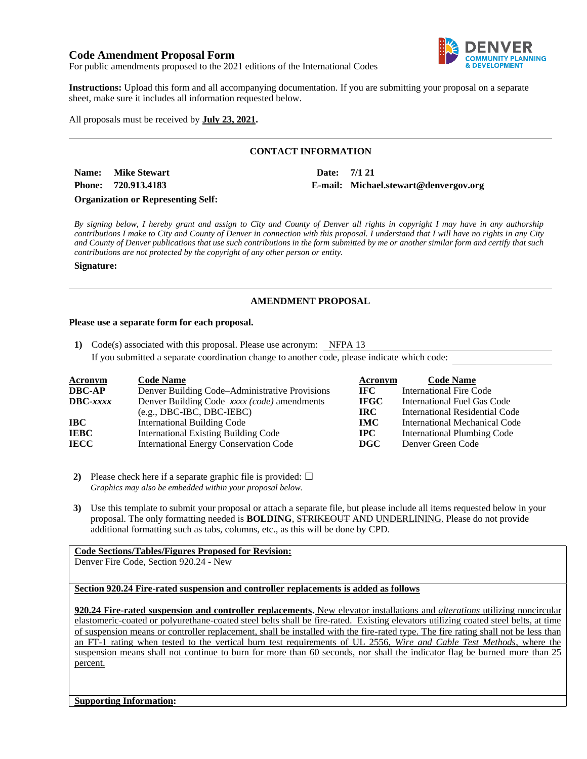# Code Amendment Proposal Form

For public amendments proposed to the 2021 editions of the International Codes

**Instructions:** Upload this form and all accompanying documentation. If you are submitting your proposal on a separate sheet, make sure it includes all information requested below.

All proposals must be received by **July 23, 2021.**

---

## CONTACT INFORMATION

**Name:** **Mike Stewart** | **Date:** **7/1 21**

**Phone:** **720.913.4183** | **E-mail:** **Michael.stewart@denvergov.org**

**Organization or Representing Self:**

*By signing below, I hereby grant and assign to City and County of Denver all rights in copyright I may have in any authorship contributions I make to City and County of Denver in connection with this proposal. I understand that I will have no rights in any City and County of Denver publications that use such contributions in the form submitted by me or another similar form and certify that such contributions are not protected by the copyright of any other person or entity.*

**Signature:**

---

## AMENDMENT PROPOSAL

**Please use a separate form for each proposal.**

**1)** Code(s) associated with this proposal. Please use acronym: NFPA 13
If you submitted a separate coordination change to another code, please indicate which code:

| Acronym | Code Name | Acronym | Code Name |
|---|---|---|---|
| **DBC-AP** | Denver Building Code–Administrative Provisions | **IFC** | International Fire Code |
| **DBC-*xxxx*** | Denver Building Code–*xxxx (code)* amendments (e.g., DBC-IBC, DBC-IEBC) | **IFGC** | International Fuel Gas Code |
| **IBC** | International Building Code | **IRC** | International Residential Code |
| **IEBC** | International Existing Building Code | **IMC** | International Mechanical Code |
| **IECC** | International Energy Conservation Code | **IPC** | International Plumbing Code |
| | | **DGC** | Denver Green Code |

**2)** Please check here if a separate graphic file is provided: ☐
*Graphics may also be embedded within your proposal below.*

**3)** Use this template to submit your proposal or attach a separate file, but please include all items requested below in your proposal. The only formatting needed is **BOLDING**, ~~STRIKEOUT~~ AND <u>UNDERLINING.</u> Please do not provide additional formatting such as tabs, columns, etc., as this will be done by CPD.

**<u>Code Sections/Tables/Figures Proposed for Revision:</u>**
Denver Fire Code, Section 920.24 - New

**<u>Section 920.24 Fire-rated suspension and controller replacements is added as follows</u>**

<u>**920.24 Fire-rated suspension and controller replacements.** New elevator installations and *alterations* utilizing noncircular elastomeric-coated or polyurethane-coated steel belts shall be fire-rated. Existing elevators utilizing coated steel belts, at time of suspension means or controller replacement, shall be installed with the fire-rated type. The fire rating shall not be less than an FT-1 rating when tested to the vertical burn test requirements of UL 2556, *Wire and Cable Test Methods*, where the suspension means shall not continue to burn for more than 60 seconds, nor shall the indicator flag be burned more than 25 percent.</u>

**<u>Supporting Information</u>:**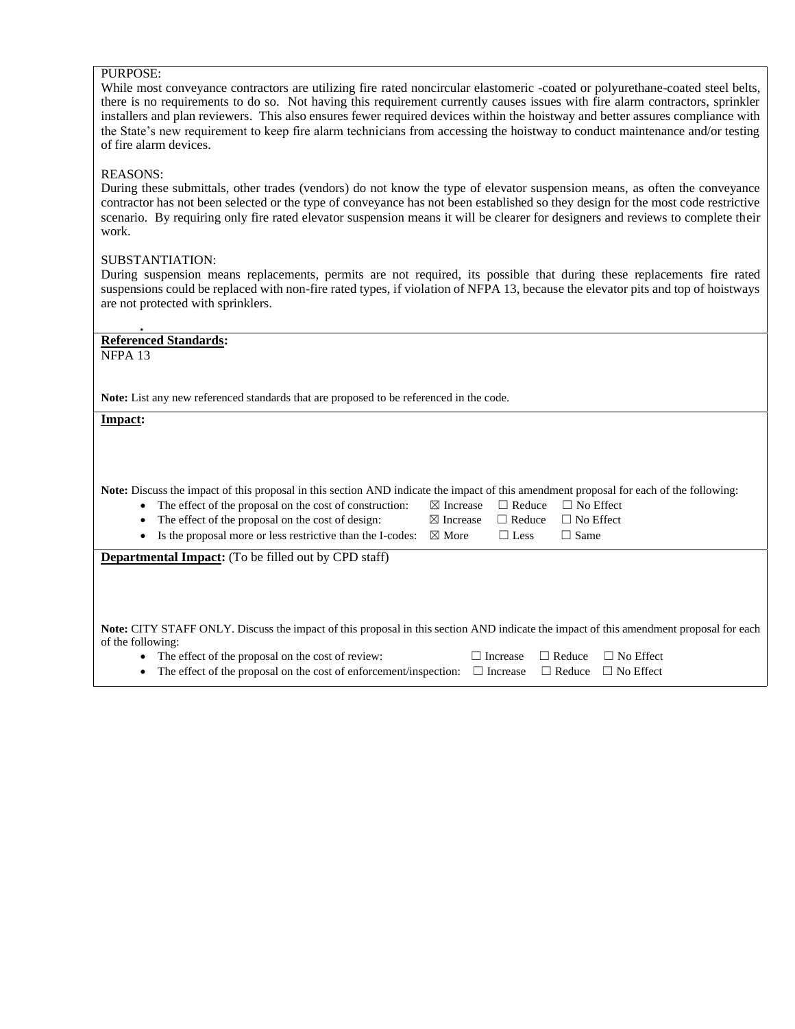PURPOSE:

While most conveyance contractors are utilizing fire rated noncircular elastomeric -coated or polyurethane-coated steel belts, there is no requirements to do so. Not having this requirement currently causes issues with fire alarm contractors, sprinkler installers and plan reviewers. This also ensures fewer required devices within the hoistway and better assures compliance with the State's new requirement to keep fire alarm technicians from accessing the hoistway to conduct maintenance and/or testing of fire alarm devices.

REASONS:

During these submittals, other trades (vendors) do not know the type of elevator suspension means, as often the conveyance contractor has not been selected or the type of conveyance has not been established so they design for the most code restrictive scenario. By requiring only fire rated elevator suspension means it will be clearer for designers and reviews to complete their work.

SUBSTANTIATION:

During suspension means replacements, permits are not required, its possible that during these replacements fire rated suspensions could be replaced with non-fire rated types, if violation of NFPA 13, because the elevator pits and top of hoistways are not protected with sprinklers.

.

**Referenced Standards:**

NFPA 13

**Note:** List any new referenced standards that are proposed to be referenced in the code.

**Impact:**

**Note:** Discuss the impact of this proposal in this section AND indicate the impact of this amendment proposal for each of the following:

- The effect of the proposal on the cost of construction: ☒ Increase ☐ Reduce ☐ No Effect
- The effect of the proposal on the cost of design: ☒ Increase ☐ Reduce ☐ No Effect
- Is the proposal more or less restrictive than the I-codes: ☒ More ☐ Less ☐ Same

**Departmental Impact:** (To be filled out by CPD staff)

**Note:** CITY STAFF ONLY. Discuss the impact of this proposal in this section AND indicate the impact of this amendment proposal for each of the following:

- The effect of the proposal on the cost of review: ☐ Increase ☐ Reduce ☐ No Effect
- The effect of the proposal on the cost of enforcement/inspection: ☐ Increase ☐ Reduce ☐ No Effect